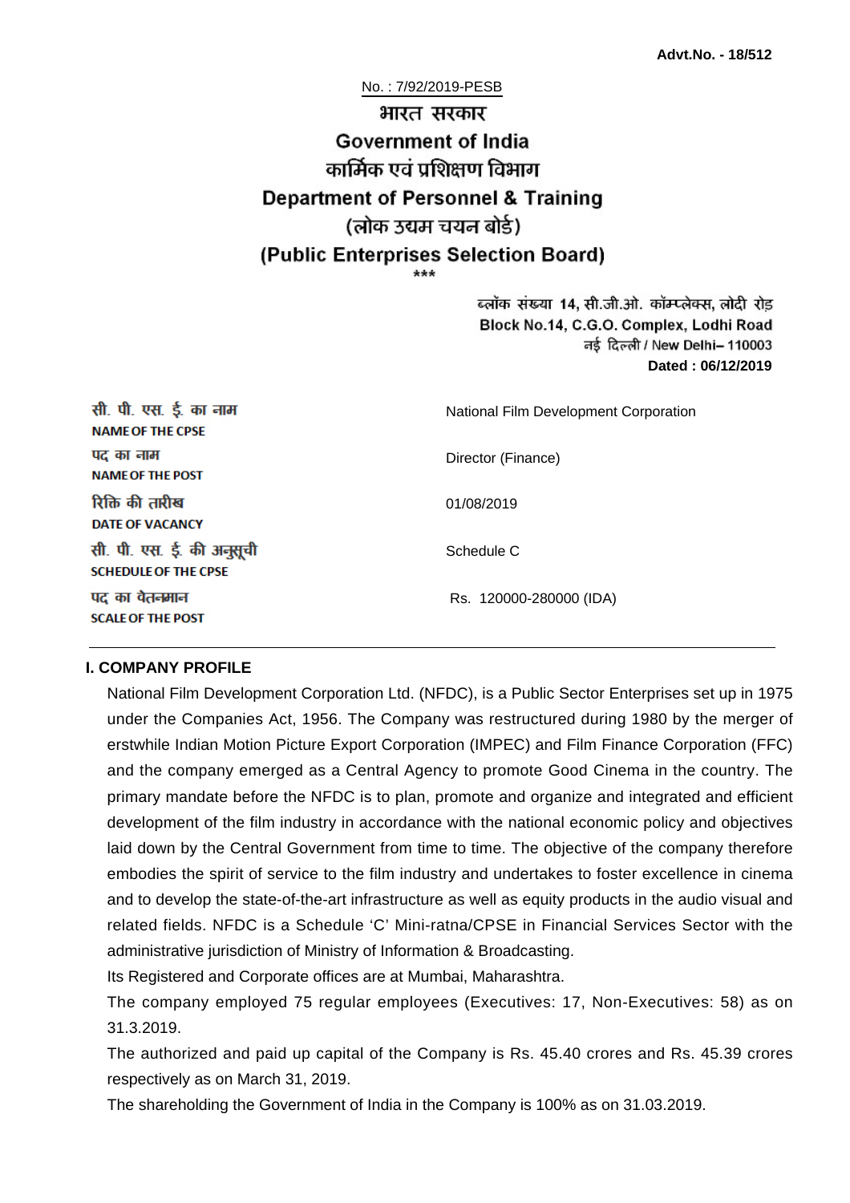**Advt.No. - 18/512**

No. : 7/92/2019-PESB

# भारत सरकार
# Government of India
## कार्मिक एवं प्रशिक्षण विभाग
## Department of Personnel & Training
## (लोक उद्यम चयन बोर्ड)
## (Public Enterprises Selection Board)

\*\*\*

ब्लॉक संख्या 14, सी.जी.ओ. कॉम्प्लेक्स, लोदी रोड़
Block No.14, C.G.O. Complex, Lodhi Road
नई दिल्ली / New Delhi– 110003
**Dated : 06/12/2019**

| | |
|---|---|
| सी. पी. एस. ई. का नाम<br>**NAME OF THE CPSE** | National Film Development Corporation |
| पद का नाम<br>**NAME OF THE POST** | Director (Finance) |
| रिक्ति की तारीख<br>**DATE OF VACANCY** | 01/08/2019 |
| सी. पी. एस. ई. की अनुसूची<br>**SCHEDULE OF THE CPSE** | Schedule C |
| पद का वेतनमान<br>**SCALE OF THE POST** | Rs. 120000-280000 (IDA) |

### I. COMPANY PROFILE

National Film Development Corporation Ltd. (NFDC), is a Public Sector Enterprises set up in 1975 under the Companies Act, 1956. The Company was restructured during 1980 by the merger of erstwhile Indian Motion Picture Export Corporation (IMPEC) and Film Finance Corporation (FFC) and the company emerged as a Central Agency to promote Good Cinema in the country. The primary mandate before the NFDC is to plan, promote and organize and integrated and efficient development of the film industry in accordance with the national economic policy and objectives laid down by the Central Government from time to time. The objective of the company therefore embodies the spirit of service to the film industry and undertakes to foster excellence in cinema and to develop the state-of-the-art infrastructure as well as equity products in the audio visual and related fields. NFDC is a Schedule 'C' Mini-ratna/CPSE in Financial Services Sector with the administrative jurisdiction of Ministry of Information & Broadcasting.

Its Registered and Corporate offices are at Mumbai, Maharashtra.

The company employed 75 regular employees (Executives: 17, Non-Executives: 58) as on 31.3.2019.

The authorized and paid up capital of the Company is Rs. 45.40 crores and Rs. 45.39 crores respectively as on March 31, 2019.

The shareholding the Government of India in the Company is 100% as on 31.03.2019.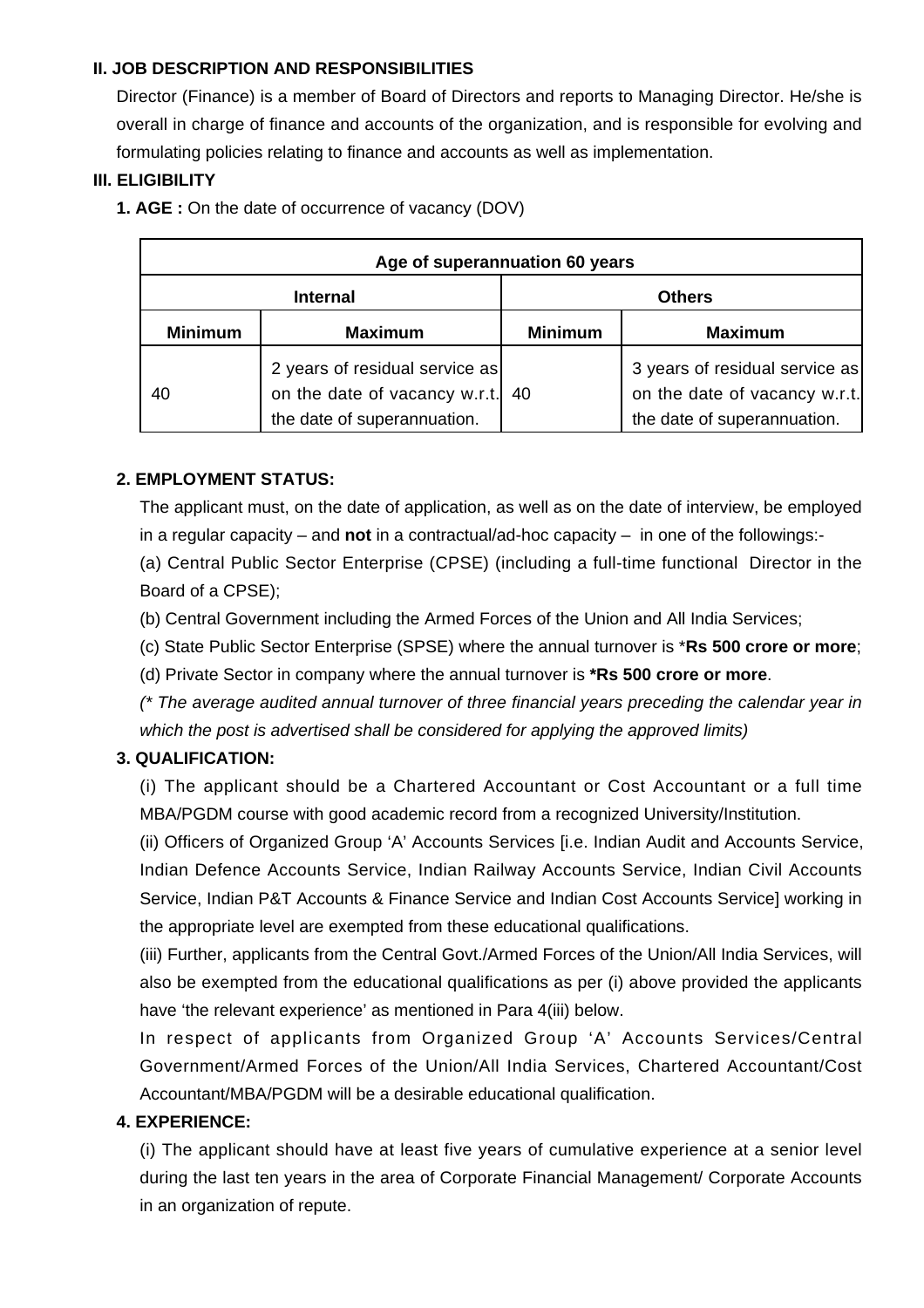**II. JOB DESCRIPTION AND RESPONSIBILITIES**

Director (Finance) is a member of Board of Directors and reports to Managing Director. He/she is overall in charge of finance and accounts of the organization, and is responsible for evolving and formulating policies relating to finance and accounts as well as implementation.

**III. ELIGIBILITY**

**1. AGE :** On the date of occurrence of vacancy (DOV)

| Age of superannuation 60 years | | | |
|---|---|---|---|
| **Internal** | | **Others** | |
| **Minimum** | **Maximum** | **Minimum** | **Maximum** |
| 40 | 2 years of residual service as on the date of vacancy w.r.t. the date of superannuation. | 40 | 3 years of residual service as on the date of vacancy w.r.t. the date of superannuation. |

**2. EMPLOYMENT STATUS:**

The applicant must, on the date of application, as well as on the date of interview, be employed in a regular capacity – and **not** in a contractual/ad-hoc capacity – in one of the followings:-

(a) Central Public Sector Enterprise (CPSE) (including a full-time functional Director in the Board of a CPSE);

(b) Central Government including the Armed Forces of the Union and All India Services;

(c) State Public Sector Enterprise (SPSE) where the annual turnover is ***Rs 500 crore or more**;

(d) Private Sector in company where the annual turnover is ***Rs 500 crore or more**.

*(* The average audited annual turnover of three financial years preceding the calendar year in which the post is advertised shall be considered for applying the approved limits)*

**3. QUALIFICATION:**

(i) The applicant should be a Chartered Accountant or Cost Accountant or a full time MBA/PGDM course with good academic record from a recognized University/Institution.

(ii) Officers of Organized Group 'A' Accounts Services [i.e. Indian Audit and Accounts Service, Indian Defence Accounts Service, Indian Railway Accounts Service, Indian Civil Accounts Service, Indian P&T Accounts & Finance Service and Indian Cost Accounts Service] working in the appropriate level are exempted from these educational qualifications.

(iii) Further, applicants from the Central Govt./Armed Forces of the Union/All India Services, will also be exempted from the educational qualifications as per (i) above provided the applicants have 'the relevant experience' as mentioned in Para 4(iii) below.

In respect of applicants from Organized Group 'A' Accounts Services/Central Government/Armed Forces of the Union/All India Services, Chartered Accountant/Cost Accountant/MBA/PGDM will be a desirable educational qualification.

**4. EXPERIENCE:**

(i) The applicant should have at least five years of cumulative experience at a senior level during the last ten years in the area of Corporate Financial Management/ Corporate Accounts in an organization of repute.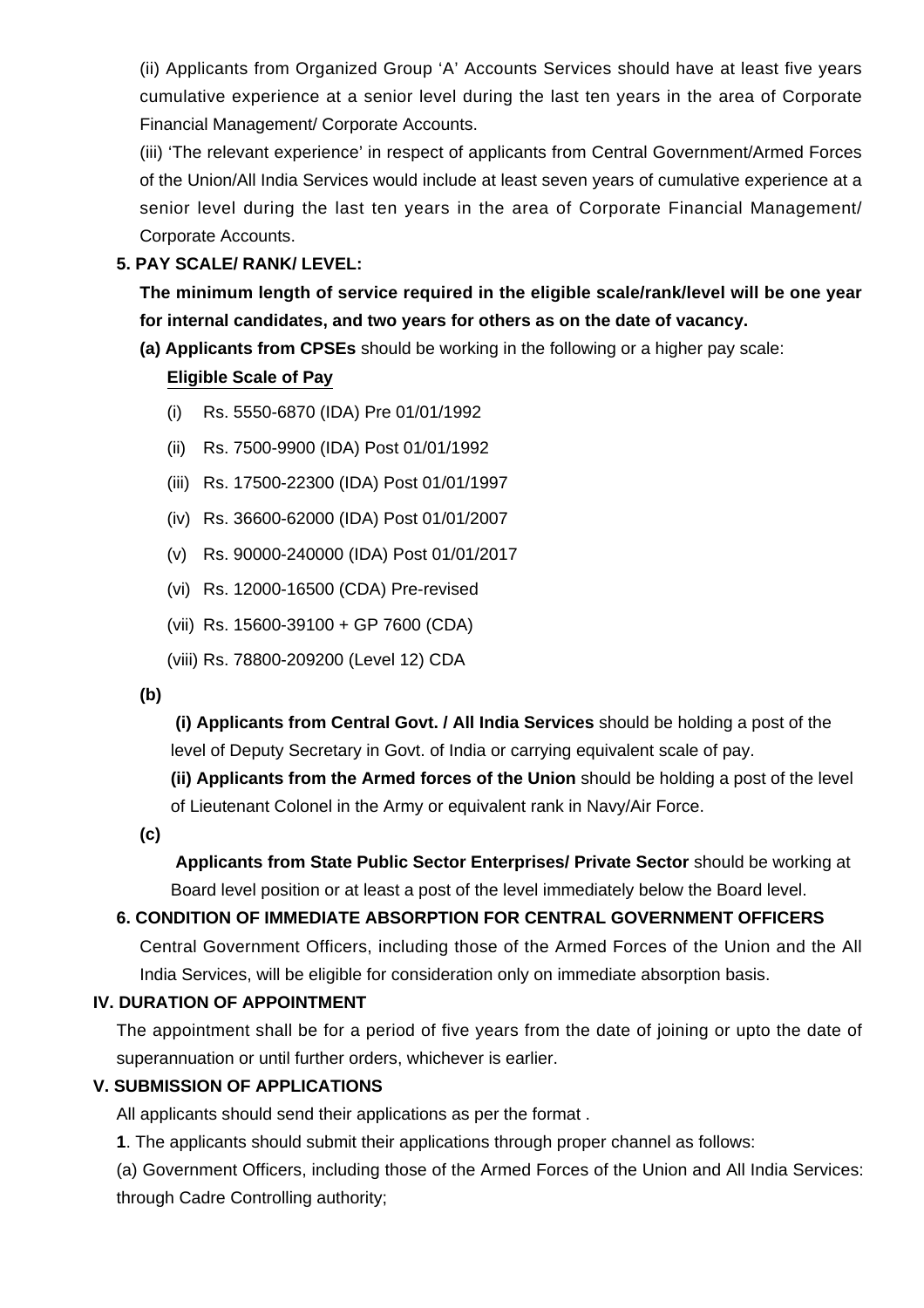(ii) Applicants from Organized Group 'A' Accounts Services should have at least five years cumulative experience at a senior level during the last ten years in the area of Corporate Financial Management/ Corporate Accounts.

(iii) 'The relevant experience' in respect of applicants from Central Government/Armed Forces of the Union/All India Services would include at least seven years of cumulative experience at a senior level during the last ten years in the area of Corporate Financial Management/ Corporate Accounts.

**5. PAY SCALE/ RANK/ LEVEL:**

**The minimum length of service required in the eligible scale/rank/level will be one year for internal candidates, and two years for others as on the date of vacancy.**

**(a) Applicants from CPSEs** should be working in the following or a higher pay scale:

**Eligible Scale of Pay**

(i) Rs. 5550-6870 (IDA) Pre 01/01/1992

(ii) Rs. 7500-9900 (IDA) Post 01/01/1992

(iii) Rs. 17500-22300 (IDA) Post 01/01/1997

(iv) Rs. 36600-62000 (IDA) Post 01/01/2007

(v) Rs. 90000-240000 (IDA) Post 01/01/2017

(vi) Rs. 12000-16500 (CDA) Pre-revised

(vii) Rs. 15600-39100 + GP 7600 (CDA)

(viii) Rs. 78800-209200 (Level 12) CDA

**(b)**

**(i) Applicants from Central Govt. / All India Services** should be holding a post of the level of Deputy Secretary in Govt. of India or carrying equivalent scale of pay.

**(ii) Applicants from the Armed forces of the Union** should be holding a post of the level of Lieutenant Colonel in the Army or equivalent rank in Navy/Air Force.

**(c)**

**Applicants from State Public Sector Enterprises/ Private Sector** should be working at Board level position or at least a post of the level immediately below the Board level.

**6. CONDITION OF IMMEDIATE ABSORPTION FOR CENTRAL GOVERNMENT OFFICERS**

Central Government Officers, including those of the Armed Forces of the Union and the All India Services, will be eligible for consideration only on immediate absorption basis.

## IV. DURATION OF APPOINTMENT

The appointment shall be for a period of five years from the date of joining or upto the date of superannuation or until further orders, whichever is earlier.

## V. SUBMISSION OF APPLICATIONS

All applicants should send their applications as per the format .

**1**. The applicants should submit their applications through proper channel as follows:

(a) Government Officers, including those of the Armed Forces of the Union and All India Services: through Cadre Controlling authority;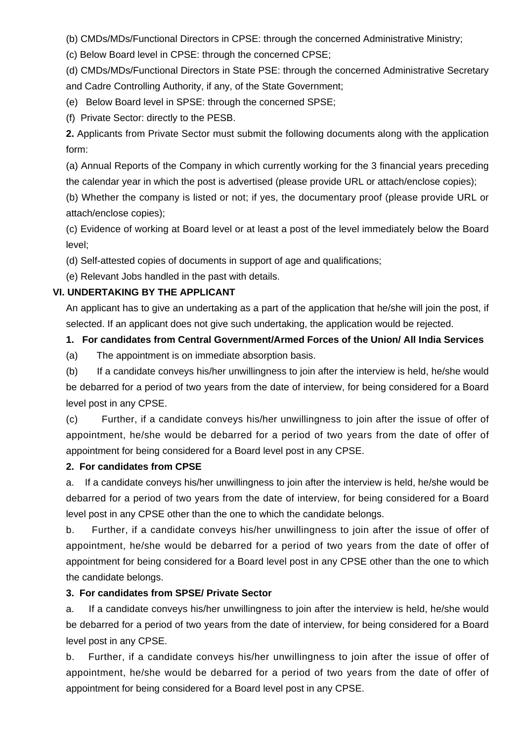(b) CMDs/MDs/Functional Directors in CPSE: through the concerned Administrative Ministry;

(c) Below Board level in CPSE: through the concerned CPSE;

(d) CMDs/MDs/Functional Directors in State PSE: through the concerned Administrative Secretary and Cadre Controlling Authority, if any, of the State Government;

(e) Below Board level in SPSE: through the concerned SPSE;

(f) Private Sector: directly to the PESB.

**2.** Applicants from Private Sector must submit the following documents along with the application form:

(a) Annual Reports of the Company in which currently working for the 3 financial years preceding the calendar year in which the post is advertised (please provide URL or attach/enclose copies);

(b) Whether the company is listed or not; if yes, the documentary proof (please provide URL or attach/enclose copies);

(c) Evidence of working at Board level or at least a post of the level immediately below the Board level;

(d) Self-attested copies of documents in support of age and qualifications;

(e) Relevant Jobs handled in the past with details.

## VI. UNDERTAKING BY THE APPLICANT

An applicant has to give an undertaking as a part of the application that he/she will join the post, if selected. If an applicant does not give such undertaking, the application would be rejected.

**1. For candidates from Central Government/Armed Forces of the Union/ All India Services**

(a) The appointment is on immediate absorption basis.

(b) If a candidate conveys his/her unwillingness to join after the interview is held, he/she would be debarred for a period of two years from the date of interview, for being considered for a Board level post in any CPSE.

(c) Further, if a candidate conveys his/her unwillingness to join after the issue of offer of appointment, he/she would be debarred for a period of two years from the date of offer of appointment for being considered for a Board level post in any CPSE.

**2. For candidates from CPSE**

a. If a candidate conveys his/her unwillingness to join after the interview is held, he/she would be debarred for a period of two years from the date of interview, for being considered for a Board level post in any CPSE other than the one to which the candidate belongs.

b. Further, if a candidate conveys his/her unwillingness to join after the issue of offer of appointment, he/she would be debarred for a period of two years from the date of offer of appointment for being considered for a Board level post in any CPSE other than the one to which the candidate belongs.

**3. For candidates from SPSE/ Private Sector**

a. If a candidate conveys his/her unwillingness to join after the interview is held, he/she would be debarred for a period of two years from the date of interview, for being considered for a Board level post in any CPSE.

b. Further, if a candidate conveys his/her unwillingness to join after the issue of offer of appointment, he/she would be debarred for a period of two years from the date of offer of appointment for being considered for a Board level post in any CPSE.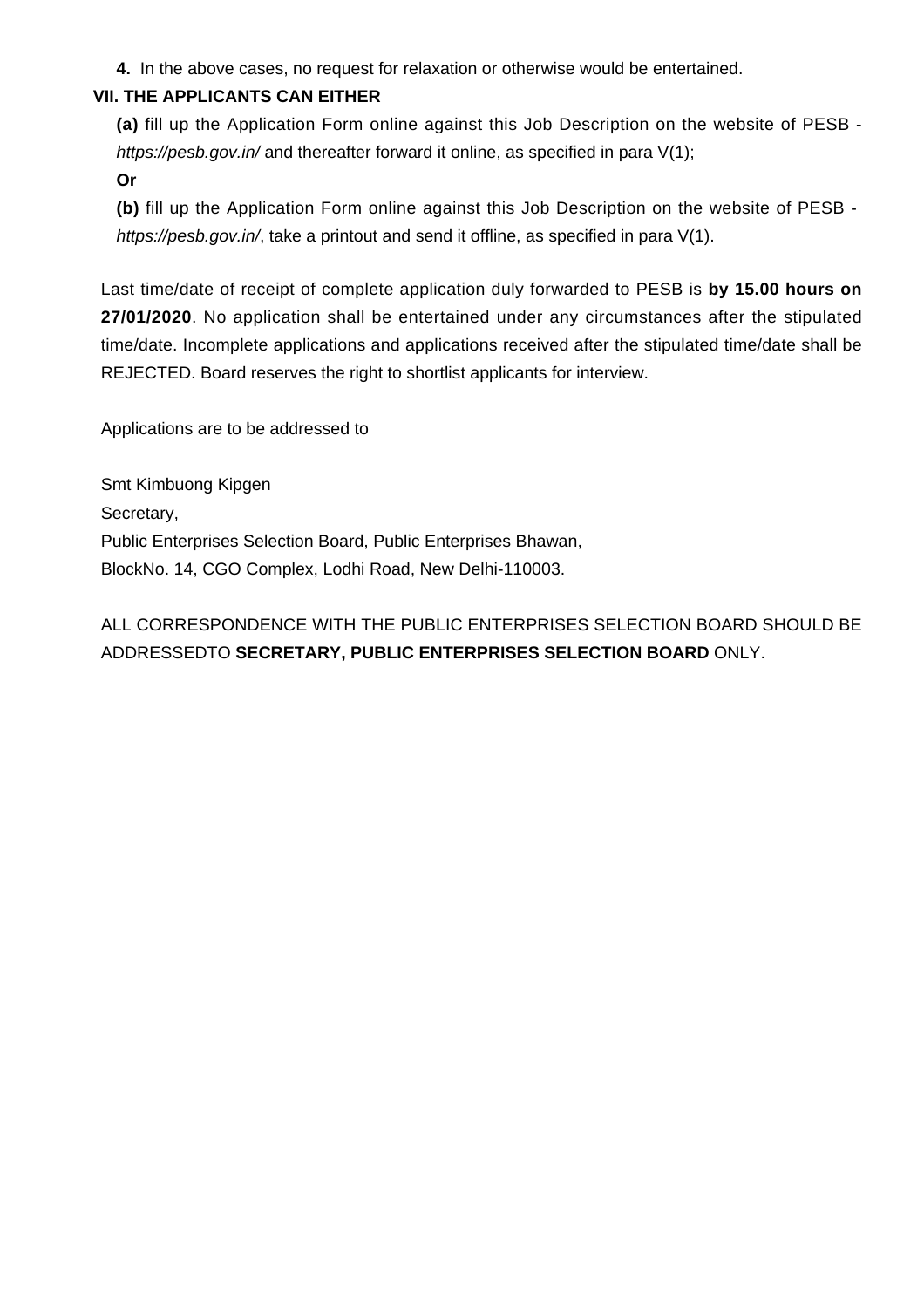**4.** In the above cases, no request for relaxation or otherwise would be entertained.

**VII. THE APPLICANTS CAN EITHER**

**(a)** fill up the Application Form online against this Job Description on the website of PESB - *https://pesb.gov.in/* and thereafter forward it online, as specified in para V(1);

**Or**

**(b)** fill up the Application Form online against this Job Description on the website of PESB - *https://pesb.gov.in/*, take a printout and send it offline, as specified in para V(1).

Last time/date of receipt of complete application duly forwarded to PESB is **by 15.00 hours on 27/01/2020**. No application shall be entertained under any circumstances after the stipulated time/date. Incomplete applications and applications received after the stipulated time/date shall be REJECTED. Board reserves the right to shortlist applicants for interview.

Applications are to be addressed to

Smt Kimbuong Kipgen
Secretary,
Public Enterprises Selection Board, Public Enterprises Bhawan,
BlockNo. 14, CGO Complex, Lodhi Road, New Delhi-110003.

ALL CORRESPONDENCE WITH THE PUBLIC ENTERPRISES SELECTION BOARD SHOULD BE ADDRESSEDTO **SECRETARY, PUBLIC ENTERPRISES SELECTION BOARD** ONLY.